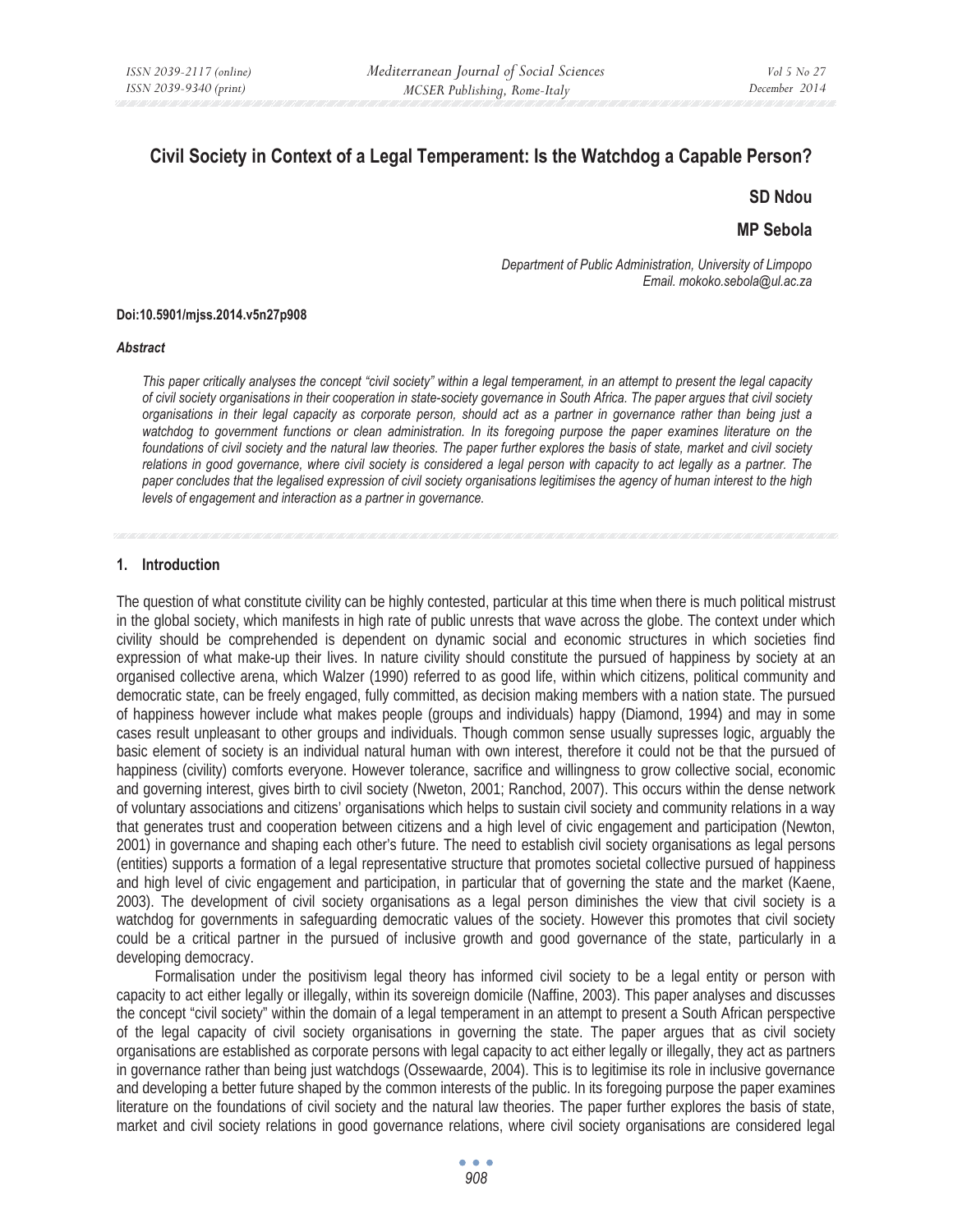# Civil Society in Context of a Legal Temperament: Is the Watchdog a Capable Person?

**SD Ndou**

**MP Sebola**

*Department of Public Administration, University of Limpopo*
*Email. mokoko.sebola@ul.ac.za*

**Doi:10.5901/mjss.2014.v5n27p908**

***Abstract***

*This paper critically analyses the concept "civil society" within a legal temperament, in an attempt to present the legal capacity of civil society organisations in their cooperation in state-society governance in South Africa. The paper argues that civil society organisations in their legal capacity as corporate person, should act as a partner in governance rather than being just a watchdog to government functions or clean administration. In its foregoing purpose the paper examines literature on the foundations of civil society and the natural law theories. The paper further explores the basis of state, market and civil society relations in good governance, where civil society is considered a legal person with capacity to act legally as a partner. The paper concludes that the legalised expression of civil society organisations legitimises the agency of human interest to the high levels of engagement and interaction as a partner in governance.*

## 1. Introduction

The question of what constitute civility can be highly contested, particular at this time when there is much political mistrust in the global society, which manifests in high rate of public unrests that wave across the globe. The context under which civility should be comprehended is dependent on dynamic social and economic structures in which societies find expression of what make-up their lives. In nature civility should constitute the pursued of happiness by society at an organised collective arena, which Walzer (1990) referred to as good life, within which citizens, political community and democratic state, can be freely engaged, fully committed, as decision making members with a nation state. The pursued of happiness however include what makes people (groups and individuals) happy (Diamond, 1994) and may in some cases result unpleasant to other groups and individuals. Though common sense usually supresses logic, arguably the basic element of society is an individual natural human with own interest, therefore it could not be that the pursued of happiness (civility) comforts everyone. However tolerance, sacrifice and willingness to grow collective social, economic and governing interest, gives birth to civil society (Nweton, 2001; Ranchod, 2007). This occurs within the dense network of voluntary associations and citizens' organisations which helps to sustain civil society and community relations in a way that generates trust and cooperation between citizens and a high level of civic engagement and participation (Newton, 2001) in governance and shaping each other's future. The need to establish civil society organisations as legal persons (entities) supports a formation of a legal representative structure that promotes societal collective pursued of happiness and high level of civic engagement and participation, in particular that of governing the state and the market (Kaene, 2003). The development of civil society organisations as a legal person diminishes the view that civil society is a watchdog for governments in safeguarding democratic values of the society. However this promotes that civil society could be a critical partner in the pursued of inclusive growth and good governance of the state, particularly in a developing democracy.

Formalisation under the positivism legal theory has informed civil society to be a legal entity or person with capacity to act either legally or illegally, within its sovereign domicile (Naffine, 2003). This paper analyses and discusses the concept "civil society" within the domain of a legal temperament in an attempt to present a South African perspective of the legal capacity of civil society organisations in governing the state. The paper argues that as civil society organisations are established as corporate persons with legal capacity to act either legally or illegally, they act as partners in governance rather than being just watchdogs (Ossewaarde, 2004). This is to legitimise its role in inclusive governance and developing a better future shaped by the common interests of the public. In its foregoing purpose the paper examines literature on the foundations of civil society and the natural law theories. The paper further explores the basis of state, market and civil society relations in good governance relations, where civil society organisations are considered legal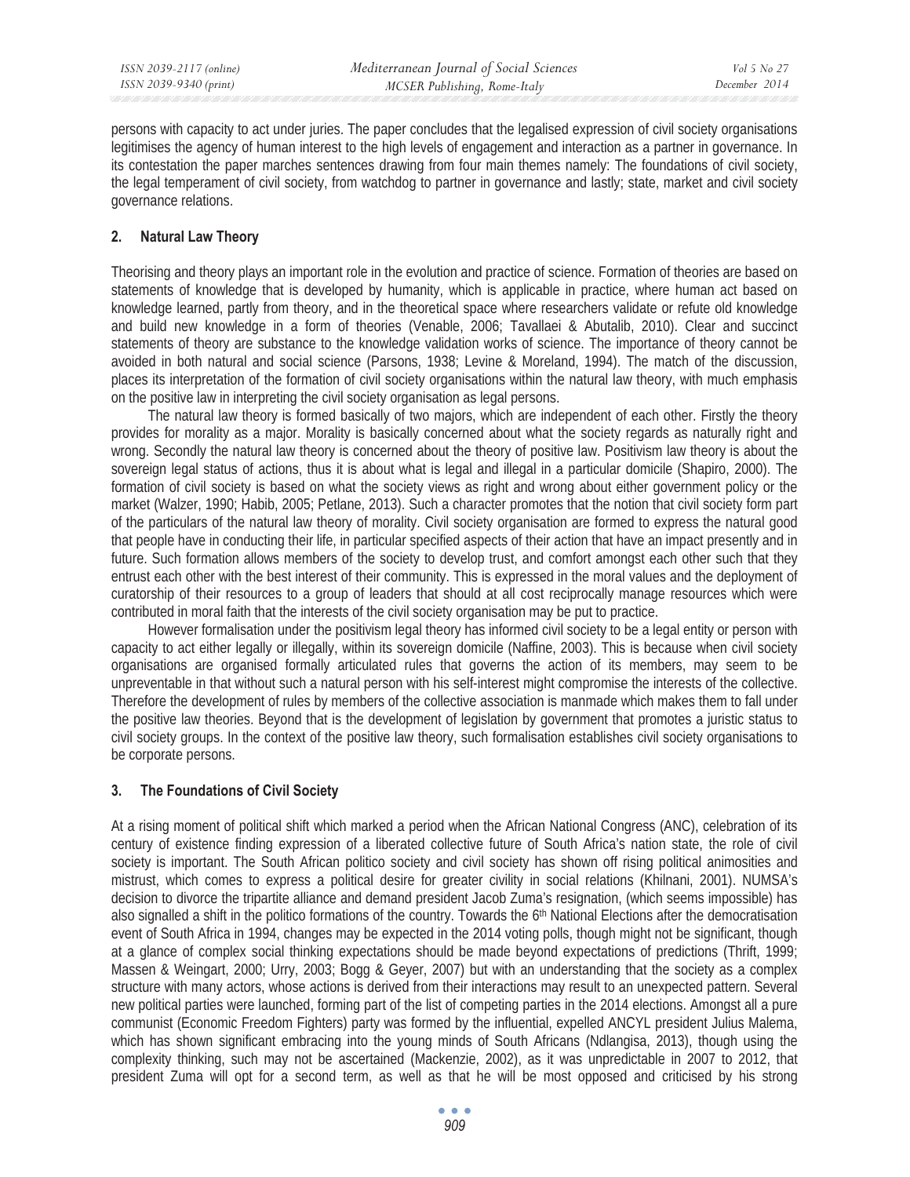persons with capacity to act under juries. The paper concludes that the legalised expression of civil society organisations legitimises the agency of human interest to the high levels of engagement and interaction as a partner in governance. In its contestation the paper marches sentences drawing from four main themes namely: The foundations of civil society, the legal temperament of civil society, from watchdog to partner in governance and lastly; state, market and civil society governance relations.

## 2. Natural Law Theory

Theorising and theory plays an important role in the evolution and practice of science. Formation of theories are based on statements of knowledge that is developed by humanity, which is applicable in practice, where human act based on knowledge learned, partly from theory, and in the theoretical space where researchers validate or refute old knowledge and build new knowledge in a form of theories (Venable, 2006; Tavallaei & Abutalib, 2010). Clear and succinct statements of theory are substance to the knowledge validation works of science. The importance of theory cannot be avoided in both natural and social science (Parsons, 1938; Levine & Moreland, 1994). The match of the discussion, places its interpretation of the formation of civil society organisations within the natural law theory, with much emphasis on the positive law in interpreting the civil society organisation as legal persons.

The natural law theory is formed basically of two majors, which are independent of each other. Firstly the theory provides for morality as a major. Morality is basically concerned about what the society regards as naturally right and wrong. Secondly the natural law theory is concerned about the theory of positive law. Positivism law theory is about the sovereign legal status of actions, thus it is about what is legal and illegal in a particular domicile (Shapiro, 2000). The formation of civil society is based on what the society views as right and wrong about either government policy or the market (Walzer, 1990; Habib, 2005; Petlane, 2013). Such a character promotes that the notion that civil society form part of the particulars of the natural law theory of morality. Civil society organisation are formed to express the natural good that people have in conducting their life, in particular specified aspects of their action that have an impact presently and in future. Such formation allows members of the society to develop trust, and comfort amongst each other such that they entrust each other with the best interest of their community. This is expressed in the moral values and the deployment of curatorship of their resources to a group of leaders that should at all cost reciprocally manage resources which were contributed in moral faith that the interests of the civil society organisation may be put to practice.

However formalisation under the positivism legal theory has informed civil society to be a legal entity or person with capacity to act either legally or illegally, within its sovereign domicile (Naffine, 2003). This is because when civil society organisations are organised formally articulated rules that governs the action of its members, may seem to be unpreventable in that without such a natural person with his self-interest might compromise the interests of the collective. Therefore the development of rules by members of the collective association is manmade which makes them to fall under the positive law theories. Beyond that is the development of legislation by government that promotes a juristic status to civil society groups. In the context of the positive law theory, such formalisation establishes civil society organisations to be corporate persons.

## 3. The Foundations of Civil Society

At a rising moment of political shift which marked a period when the African National Congress (ANC), celebration of its century of existence finding expression of a liberated collective future of South Africa's nation state, the role of civil society is important. The South African politico society and civil society has shown off rising political animosities and mistrust, which comes to express a political desire for greater civility in social relations (Khilnani, 2001). NUMSA's decision to divorce the tripartite alliance and demand president Jacob Zuma's resignation, (which seems impossible) has also signalled a shift in the politico formations of the country. Towards the 6th National Elections after the democratisation event of South Africa in 1994, changes may be expected in the 2014 voting polls, though might not be significant, though at a glance of complex social thinking expectations should be made beyond expectations of predictions (Thrift, 1999; Massen & Weingart, 2000; Urry, 2003; Bogg & Geyer, 2007) but with an understanding that the society as a complex structure with many actors, whose actions is derived from their interactions may result to an unexpected pattern. Several new political parties were launched, forming part of the list of competing parties in the 2014 elections. Amongst all a pure communist (Economic Freedom Fighters) party was formed by the influential, expelled ANCYL president Julius Malema, which has shown significant embracing into the young minds of South Africans (Ndlangisa, 2013), though using the complexity thinking, such may not be ascertained (Mackenzie, 2002), as it was unpredictable in 2007 to 2012, that president Zuma will opt for a second term, as well as that he will be most opposed and criticised by his strong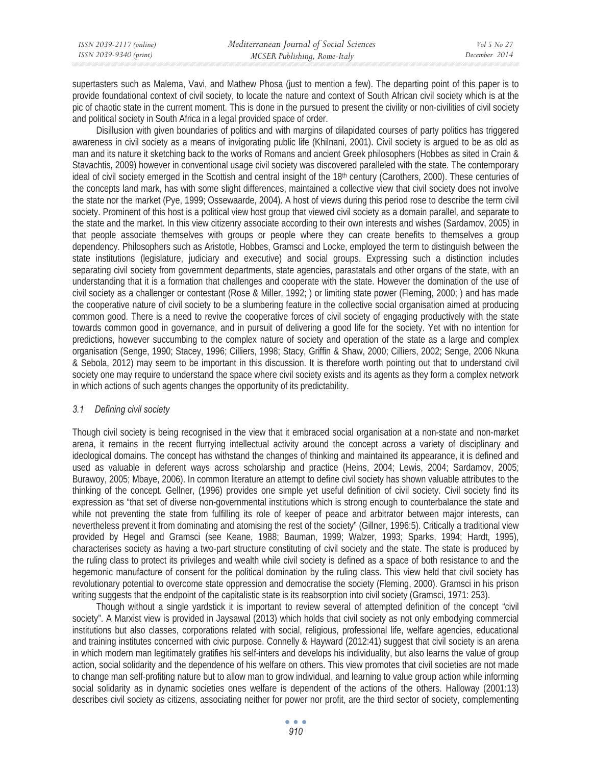supertasters such as Malema, Vavi, and Mathew Phosa (just to mention a few). The departing point of this paper is to provide foundational context of civil society, to locate the nature and context of South African civil society which is at the pic of chaotic state in the current moment. This is done in the pursued to present the civility or non-civilities of civil society and political society in South Africa in a legal provided space of order.

Disillusion with given boundaries of politics and with margins of dilapidated courses of party politics has triggered awareness in civil society as a means of invigorating public life (Khilnani, 2001). Civil society is argued to be as old as man and its nature it sketching back to the works of Romans and ancient Greek philosophers (Hobbes as sited in Crain & Stavachtis, 2009) however in conventional usage civil society was discovered paralleled with the state. The contemporary ideal of civil society emerged in the Scottish and central insight of the 18th century (Carothers, 2000). These centuries of the concepts land mark, has with some slight differences, maintained a collective view that civil society does not involve the state nor the market (Pye, 1999; Ossewaarde, 2004). A host of views during this period rose to describe the term civil society. Prominent of this host is a political view host group that viewed civil society as a domain parallel, and separate to the state and the market. In this view citizenry associate according to their own interests and wishes (Sardamov, 2005) in that people associate themselves with groups or people where they can create benefits to themselves a group dependency. Philosophers such as Aristotle, Hobbes, Gramsci and Locke, employed the term to distinguish between the state institutions (legislature, judiciary and executive) and social groups. Expressing such a distinction includes separating civil society from government departments, state agencies, parastatals and other organs of the state, with an understanding that it is a formation that challenges and cooperate with the state. However the domination of the use of civil society as a challenger or contestant (Rose & Miller, 1992; ) or limiting state power (Fleming, 2000; ) and has made the cooperative nature of civil society to be a slumbering feature in the collective social organisation aimed at producing common good. There is a need to revive the cooperative forces of civil society of engaging productively with the state towards common good in governance, and in pursuit of delivering a good life for the society. Yet with no intention for predictions, however succumbing to the complex nature of society and operation of the state as a large and complex organisation (Senge, 1990; Stacey, 1996; Cilliers, 1998; Stacy, Griffin & Shaw, 2000; Cilliers, 2002; Senge, 2006 Nkuna & Sebola, 2012) may seem to be important in this discussion. It is therefore worth pointing out that to understand civil society one may require to understand the space where civil society exists and its agents as they form a complex network in which actions of such agents changes the opportunity of its predictability.

### *3.1 Defining civil society*

Though civil society is being recognised in the view that it embraced social organisation at a non-state and non-market arena, it remains in the recent flurrying intellectual activity around the concept across a variety of disciplinary and ideological domains. The concept has withstand the changes of thinking and maintained its appearance, it is defined and used as valuable in deferent ways across scholarship and practice (Heins, 2004; Lewis, 2004; Sardamov, 2005; Burawoy, 2005; Mbaye, 2006). In common literature an attempt to define civil society has shown valuable attributes to the thinking of the concept. Gellner, (1996) provides one simple yet useful definition of civil society. Civil society find its expression as "that set of diverse non-governmental institutions which is strong enough to counterbalance the state and while not preventing the state from fulfilling its role of keeper of peace and arbitrator between major interests, can nevertheless prevent it from dominating and atomising the rest of the society" (Gillner, 1996:5). Critically a traditional view provided by Hegel and Gramsci (see Keane, 1988; Bauman, 1999; Walzer, 1993; Sparks, 1994; Hardt, 1995), characterises society as having a two-part structure constituting of civil society and the state. The state is produced by the ruling class to protect its privileges and wealth while civil society is defined as a space of both resistance to and the hegemonic manufacture of consent for the political domination by the ruling class. This view held that civil society has revolutionary potential to overcome state oppression and democratise the society (Fleming, 2000). Gramsci in his prison writing suggests that the endpoint of the capitalistic state is its reabsorption into civil society (Gramsci, 1971: 253).

Though without a single yardstick it is important to review several of attempted definition of the concept "civil society". A Marxist view is provided in Jaysawal (2013) which holds that civil society as not only embodying commercial institutions but also classes, corporations related with social, religious, professional life, welfare agencies, educational and training institutes concerned with civic purpose. Connelly & Hayward (2012:41) suggest that civil society is an arena in which modern man legitimately gratifies his self-inters and develops his individuality, but also learns the value of group action, social solidarity and the dependence of his welfare on others. This view promotes that civil societies are not made to change man self-profiting nature but to allow man to grow individual, and learning to value group action while informing social solidarity as in dynamic societies ones welfare is dependent of the actions of the others. Halloway (2001:13) describes civil society as citizens, associating neither for power nor profit, are the third sector of society, complementing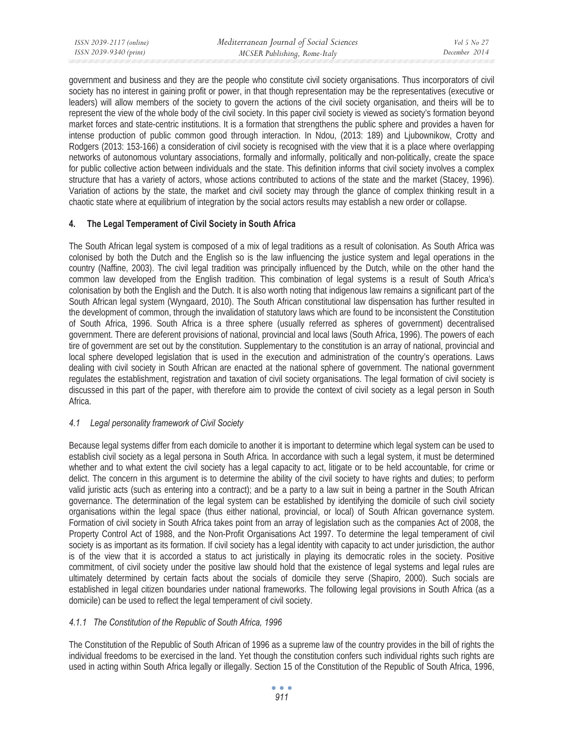government and business and they are the people who constitute civil society organisations. Thus incorporators of civil society has no interest in gaining profit or power, in that though representation may be the representatives (executive or leaders) will allow members of the society to govern the actions of the civil society organisation, and theirs will be to represent the view of the whole body of the civil society. In this paper civil society is viewed as society's formation beyond market forces and state-centric institutions. It is a formation that strengthens the public sphere and provides a haven for intense production of public common good through interaction. In Ndou, (2013: 189) and Ljubownikow, Crotty and Rodgers (2013: 153-166) a consideration of civil society is recognised with the view that it is a place where overlapping networks of autonomous voluntary associations, formally and informally, politically and non-politically, create the space for public collective action between individuals and the state. This definition informs that civil society involves a complex structure that has a variety of actors, whose actions contributed to actions of the state and the market (Stacey, 1996). Variation of actions by the state, the market and civil society may through the glance of complex thinking result in a chaotic state where at equilibrium of integration by the social actors results may establish a new order or collapse.

## 4. The Legal Temperament of Civil Society in South Africa

The South African legal system is composed of a mix of legal traditions as a result of colonisation. As South Africa was colonised by both the Dutch and the English so is the law influencing the justice system and legal operations in the country (Naffine, 2003). The civil legal tradition was principally influenced by the Dutch, while on the other hand the common law developed from the English tradition. This combination of legal systems is a result of South Africa's colonisation by both the English and the Dutch. It is also worth noting that indigenous law remains a significant part of the South African legal system (Wyngaard, 2010). The South African constitutional law dispensation has further resulted in the development of common, through the invalidation of statutory laws which are found to be inconsistent the Constitution of South Africa, 1996. South Africa is a three sphere (usually referred as spheres of government) decentralised government. There are deferent provisions of national, provincial and local laws (South Africa, 1996). The powers of each tire of government are set out by the constitution. Supplementary to the constitution is an array of national, provincial and local sphere developed legislation that is used in the execution and administration of the country's operations. Laws dealing with civil society in South African are enacted at the national sphere of government. The national government regulates the establishment, registration and taxation of civil society organisations. The legal formation of civil society is discussed in this part of the paper, with therefore aim to provide the context of civil society as a legal person in South Africa.

### *4.1 Legal personality framework of Civil Society*

Because legal systems differ from each domicile to another it is important to determine which legal system can be used to establish civil society as a legal persona in South Africa. In accordance with such a legal system, it must be determined whether and to what extent the civil society has a legal capacity to act, litigate or to be held accountable, for crime or delict. The concern in this argument is to determine the ability of the civil society to have rights and duties; to perform valid juristic acts (such as entering into a contract); and be a party to a law suit in being a partner in the South African governance. The determination of the legal system can be established by identifying the domicile of such civil society organisations within the legal space (thus either national, provincial, or local) of South African governance system. Formation of civil society in South Africa takes point from an array of legislation such as the companies Act of 2008, the Property Control Act of 1988, and the Non-Profit Organisations Act 1997. To determine the legal temperament of civil society is as important as its formation. If civil society has a legal identity with capacity to act under jurisdiction, the author is of the view that it is accorded a status to act juristically in playing its democratic roles in the society. Positive commitment, of civil society under the positive law should hold that the existence of legal systems and legal rules are ultimately determined by certain facts about the socials of domicile they serve (Shapiro, 2000). Such socials are established in legal citizen boundaries under national frameworks. The following legal provisions in South Africa (as a domicile) can be used to reflect the legal temperament of civil society.

#### *4.1.1 The Constitution of the Republic of South Africa, 1996*

The Constitution of the Republic of South African of 1996 as a supreme law of the country provides in the bill of rights the individual freedoms to be exercised in the land. Yet though the constitution confers such individual rights such rights are used in acting within South Africa legally or illegally. Section 15 of the Constitution of the Republic of South Africa, 1996,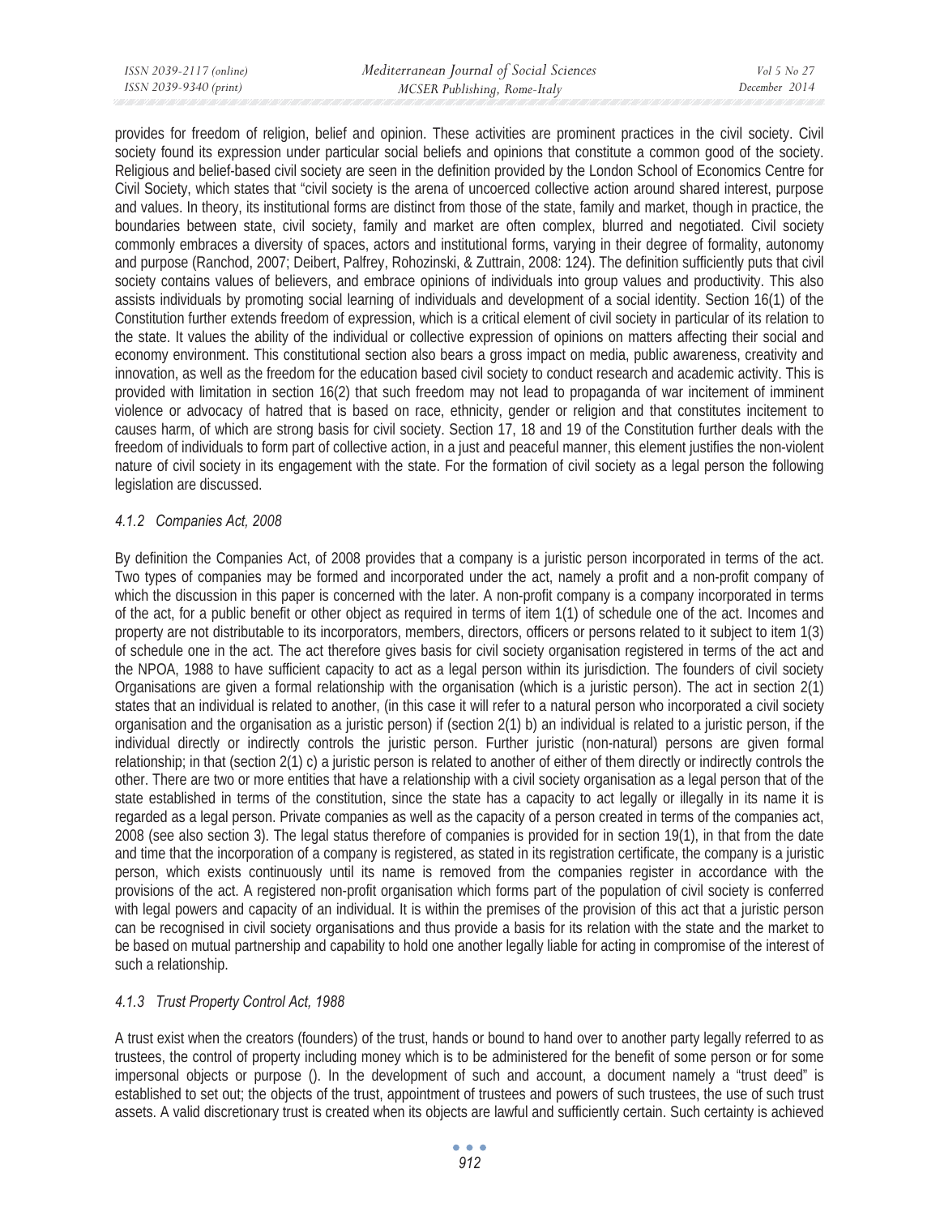provides for freedom of religion, belief and opinion. These activities are prominent practices in the civil society. Civil society found its expression under particular social beliefs and opinions that constitute a common good of the society. Religious and belief-based civil society are seen in the definition provided by the London School of Economics Centre for Civil Society, which states that "civil society is the arena of uncoerced collective action around shared interest, purpose and values. In theory, its institutional forms are distinct from those of the state, family and market, though in practice, the boundaries between state, civil society, family and market are often complex, blurred and negotiated. Civil society commonly embraces a diversity of spaces, actors and institutional forms, varying in their degree of formality, autonomy and purpose (Ranchod, 2007; Deibert, Palfrey, Rohozinski, & Zuttrain, 2008: 124). The definition sufficiently puts that civil society contains values of believers, and embrace opinions of individuals into group values and productivity. This also assists individuals by promoting social learning of individuals and development of a social identity. Section 16(1) of the Constitution further extends freedom of expression, which is a critical element of civil society in particular of its relation to the state. It values the ability of the individual or collective expression of opinions on matters affecting their social and economy environment. This constitutional section also bears a gross impact on media, public awareness, creativity and innovation, as well as the freedom for the education based civil society to conduct research and academic activity. This is provided with limitation in section 16(2) that such freedom may not lead to propaganda of war incitement of imminent violence or advocacy of hatred that is based on race, ethnicity, gender or religion and that constitutes incitement to causes harm, of which are strong basis for civil society. Section 17, 18 and 19 of the Constitution further deals with the freedom of individuals to form part of collective action, in a just and peaceful manner, this element justifies the non-violent nature of civil society in its engagement with the state. For the formation of civil society as a legal person the following legislation are discussed.

### *4.1.2 Companies Act, 2008*

By definition the Companies Act, of 2008 provides that a company is a juristic person incorporated in terms of the act. Two types of companies may be formed and incorporated under the act, namely a profit and a non-profit company of which the discussion in this paper is concerned with the later. A non-profit company is a company incorporated in terms of the act, for a public benefit or other object as required in terms of item 1(1) of schedule one of the act. Incomes and property are not distributable to its incorporators, members, directors, officers or persons related to it subject to item 1(3) of schedule one in the act. The act therefore gives basis for civil society organisation registered in terms of the act and the NPOA, 1988 to have sufficient capacity to act as a legal person within its jurisdiction. The founders of civil society Organisations are given a formal relationship with the organisation (which is a juristic person). The act in section 2(1) states that an individual is related to another, (in this case it will refer to a natural person who incorporated a civil society organisation and the organisation as a juristic person) if (section 2(1) b) an individual is related to a juristic person, if the individual directly or indirectly controls the juristic person. Further juristic (non-natural) persons are given formal relationship; in that (section 2(1) c) a juristic person is related to another of either of them directly or indirectly controls the other. There are two or more entities that have a relationship with a civil society organisation as a legal person that of the state established in terms of the constitution, since the state has a capacity to act legally or illegally in its name it is regarded as a legal person. Private companies as well as the capacity of a person created in terms of the companies act, 2008 (see also section 3). The legal status therefore of companies is provided for in section 19(1), in that from the date and time that the incorporation of a company is registered, as stated in its registration certificate, the company is a juristic person, which exists continuously until its name is removed from the companies register in accordance with the provisions of the act. A registered non-profit organisation which forms part of the population of civil society is conferred with legal powers and capacity of an individual. It is within the premises of the provision of this act that a juristic person can be recognised in civil society organisations and thus provide a basis for its relation with the state and the market to be based on mutual partnership and capability to hold one another legally liable for acting in compromise of the interest of such a relationship.

### *4.1.3 Trust Property Control Act, 1988*

A trust exist when the creators (founders) of the trust, hands or bound to hand over to another party legally referred to as trustees, the control of property including money which is to be administered for the benefit of some person or for some impersonal objects or purpose (). In the development of such and account, a document namely a "trust deed" is established to set out; the objects of the trust, appointment of trustees and powers of such trustees, the use of such trust assets. A valid discretionary trust is created when its objects are lawful and sufficiently certain. Such certainty is achieved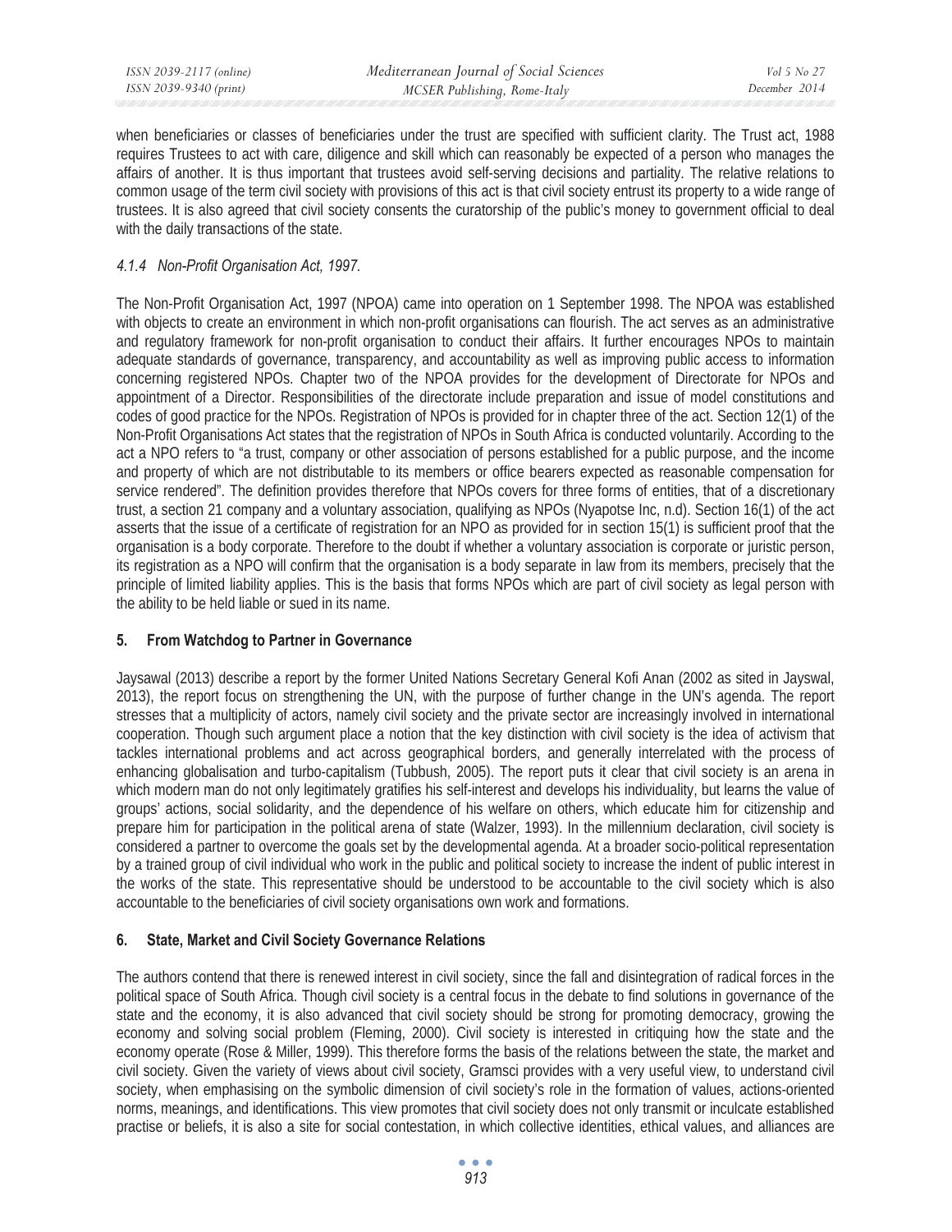when beneficiaries or classes of beneficiaries under the trust are specified with sufficient clarity. The Trust act, 1988 requires Trustees to act with care, diligence and skill which can reasonably be expected of a person who manages the affairs of another. It is thus important that trustees avoid self-serving decisions and partiality. The relative relations to common usage of the term civil society with provisions of this act is that civil society entrust its property to a wide range of trustees. It is also agreed that civil society consents the curatorship of the public's money to government official to deal with the daily transactions of the state.

#### *4.1.4 Non-Profit Organisation Act, 1997.*

The Non-Profit Organisation Act, 1997 (NPOA) came into operation on 1 September 1998. The NPOA was established with objects to create an environment in which non-profit organisations can flourish. The act serves as an administrative and regulatory framework for non-profit organisation to conduct their affairs. It further encourages NPOs to maintain adequate standards of governance, transparency, and accountability as well as improving public access to information concerning registered NPOs. Chapter two of the NPOA provides for the development of Directorate for NPOs and appointment of a Director. Responsibilities of the directorate include preparation and issue of model constitutions and codes of good practice for the NPOs. Registration of NPOs is provided for in chapter three of the act. Section 12(1) of the Non-Profit Organisations Act states that the registration of NPOs in South Africa is conducted voluntarily. According to the act a NPO refers to "a trust, company or other association of persons established for a public purpose, and the income and property of which are not distributable to its members or office bearers expected as reasonable compensation for service rendered". The definition provides therefore that NPOs covers for three forms of entities, that of a discretionary trust, a section 21 company and a voluntary association, qualifying as NPOs (Nyapotse Inc, n.d). Section 16(1) of the act asserts that the issue of a certificate of registration for an NPO as provided for in section 15(1) is sufficient proof that the organisation is a body corporate. Therefore to the doubt if whether a voluntary association is corporate or juristic person, its registration as a NPO will confirm that the organisation is a body separate in law from its members, precisely that the principle of limited liability applies. This is the basis that forms NPOs which are part of civil society as legal person with the ability to be held liable or sued in its name.

## 5. From Watchdog to Partner in Governance

Jaysawal (2013) describe a report by the former United Nations Secretary General Kofi Anan (2002 as sited in Jayswal, 2013), the report focus on strengthening the UN, with the purpose of further change in the UN's agenda. The report stresses that a multiplicity of actors, namely civil society and the private sector are increasingly involved in international cooperation. Though such argument place a notion that the key distinction with civil society is the idea of activism that tackles international problems and act across geographical borders, and generally interrelated with the process of enhancing globalisation and turbo-capitalism (Tubbush, 2005). The report puts it clear that civil society is an arena in which modern man do not only legitimately gratifies his self-interest and develops his individuality, but learns the value of groups' actions, social solidarity, and the dependence of his welfare on others, which educate him for citizenship and prepare him for participation in the political arena of state (Walzer, 1993). In the millennium declaration, civil society is considered a partner to overcome the goals set by the developmental agenda. At a broader socio-political representation by a trained group of civil individual who work in the public and political society to increase the indent of public interest in the works of the state. This representative should be understood to be accountable to the civil society which is also accountable to the beneficiaries of civil society organisations own work and formations.

## 6. State, Market and Civil Society Governance Relations

The authors contend that there is renewed interest in civil society, since the fall and disintegration of radical forces in the political space of South Africa. Though civil society is a central focus in the debate to find solutions in governance of the state and the economy, it is also advanced that civil society should be strong for promoting democracy, growing the economy and solving social problem (Fleming, 2000). Civil society is interested in critiquing how the state and the economy operate (Rose & Miller, 1999). This therefore forms the basis of the relations between the state, the market and civil society. Given the variety of views about civil society, Gramsci provides with a very useful view, to understand civil society, when emphasising on the symbolic dimension of civil society's role in the formation of values, actions-oriented norms, meanings, and identifications. This view promotes that civil society does not only transmit or inculcate established practise or beliefs, it is also a site for social contestation, in which collective identities, ethical values, and alliances are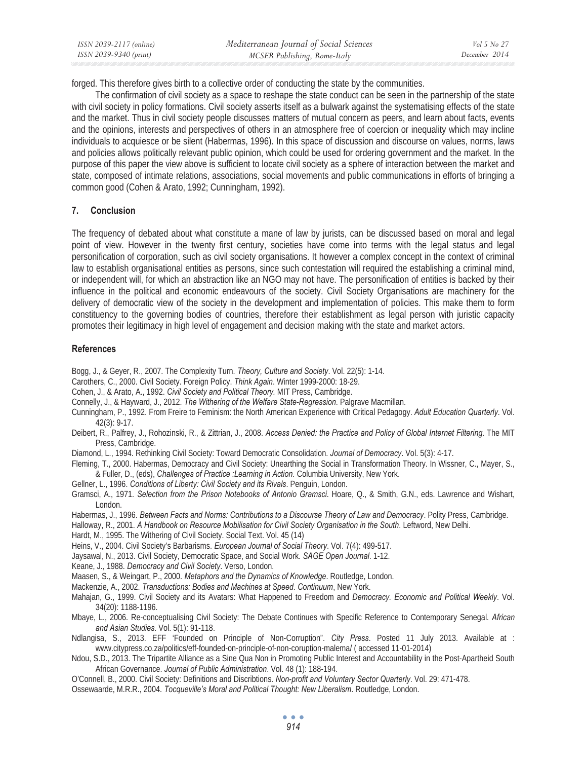forged. This therefore gives birth to a collective order of conducting the state by the communities.

The confirmation of civil society as a space to reshape the state conduct can be seen in the partnership of the state with civil society in policy formations. Civil society asserts itself as a bulwark against the systematising effects of the state and the market. Thus in civil society people discusses matters of mutual concern as peers, and learn about facts, events and the opinions, interests and perspectives of others in an atmosphere free of coercion or inequality which may incline individuals to acquiesce or be silent (Habermas, 1996). In this space of discussion and discourse on values, norms, laws and policies allows politically relevant public opinion, which could be used for ordering government and the market. In the purpose of this paper the view above is sufficient to locate civil society as a sphere of interaction between the market and state, composed of intimate relations, associations, social movements and public communications in efforts of bringing a common good (Cohen & Arato, 1992; Cunningham, 1992).

## 7. Conclusion

The frequency of debated about what constitute a mane of law by jurists, can be discussed based on moral and legal point of view. However in the twenty first century, societies have come into terms with the legal status and legal personification of corporation, such as civil society organisations. It however a complex concept in the context of criminal law to establish organisational entities as persons, since such contestation will required the establishing a criminal mind, or independent will, for which an abstraction like an NGO may not have. The personification of entities is backed by their influence in the political and economic endeavours of the society. Civil Society Organisations are machinery for the delivery of democratic view of the society in the development and implementation of policies. This make them to form constituency to the governing bodies of countries, therefore their establishment as legal person with juristic capacity promotes their legitimacy in high level of engagement and decision making with the state and market actors.

## References

Bogg, J., & Geyer, R., 2007. The Complexity Turn. *Theory, Culture and Society*. Vol. 22(5): 1-14.

Carothers, C., 2000. Civil Society. Foreign Policy. *Think Again*. Winter 1999-2000: 18-29.

Cohen, J., & Arato, A., 1992. *Civil Society and Political Theory.* MIT Press, Cambridge.

Connelly, J., & Hayward, J., 2012. *The Withering of the Welfare State-Regression*. Palgrave Macmillan.

Cunningham, P., 1992. From Freire to Feminism: the North American Experience with Critical Pedagogy. *Adult Education Quarterly*. Vol. 42(3): 9-17.

Deibert, R., Palfrey, J., Rohozinski, R., & Zittrian, J., 2008. *Access Denied: the Practice and Policy of Global Internet Filtering.* The MIT Press, Cambridge.

Diamond, L., 1994. Rethinking Civil Society: Toward Democratic Consolidation. *Journal of Democracy*. Vol. 5(3): 4-17.

Fleming, T., 2000. Habermas, Democracy and Civil Society: Unearthing the Social in Transformation Theory. In Wissner, C., Mayer, S., & Fuller, D., (eds), *Challenges of Practice :Learning in Action.* Columbia University, New York.

Gellner, L., 1996. *Conditions of Liberty: Civil Society and its Rivals*. Penguin, London.

Gramsci, A., 1971. *Selection from the Prison Notebooks of Antonio Gramsci*. Hoare, Q., & Smith, G.N., eds. Lawrence and Wishart, London.

Habermas, J., 1996. *Between Facts and Norms: Contributions to a Discourse Theory of Law and Democracy*. Polity Press, Cambridge.

Halloway, R., 2001. *A Handbook on Resource Mobilisation for Civil Society Organisation in the South*. Leftword, New Delhi.

Hardt, M., 1995. The Withering of Civil Society. Social Text. Vol. 45 (14)

Heins, V., 2004. Civil Society's Barbarisms. *European Journal of Social Theory*. Vol. 7(4): 499-517.

Jaysawal, N., 2013. Civil Society, Democratic Space, and Social Work. *SAGE Open Journal*. 1-12.

Keane, J., 1988. *Democracy and Civil Society*. Verso, London.

Maasen, S., & Weingart, P., 2000. *Metaphors and the Dynamics of Knowledge*. Routledge, London.

Mackenzie, A., 2002. *Transductions: Bodies and Machines at Speed. Continuum*, New York.

Mahajan, G., 1999. Civil Society and its Avatars: What Happened to Freedom and *Democracy. Economic and Political Weekly*. Vol. 34(20): 1188-1196.

Mbaye, L., 2006. Re-conceptualising Civil Society: The Debate Continues with Specific Reference to Contemporary Senegal. *African and Asian Studies*. Vol. 5(1): 91-118.

Ndlangisa, S., 2013. EFF 'Founded on Principle of Non-Corruption". *City Press*. Posted 11 July 2013. Available at : www.citypress.co.za/politics/eff-founded-on-principle-of-non-coruption-malema/ ( accessed 11-01-2014)

Ndou, S.D., 2013. The Tripartite Alliance as a Sine Qua Non in Promoting Public Interest and Accountability in the Post-Apartheid South African Governance. *Journal of Public Administration*. Vol. 48 (1): 188-194.

O'Connell, B., 2000. Civil Society: Definitions and Discribtions. *Non-profit and Voluntary Sector Quarterly*. Vol. 29: 471-478.

Ossewaarde, M.R.R., 2004. *Tocqueville's Moral and Political Thought: New Liberalism*. Routledge, London.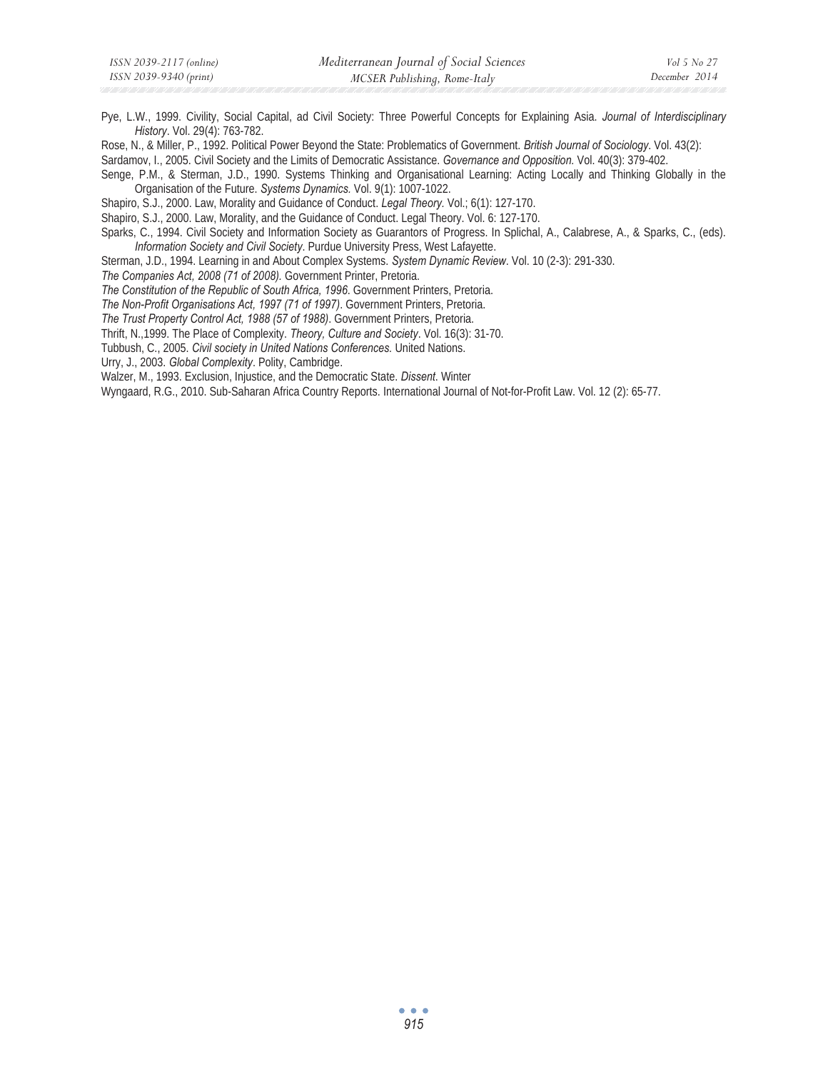Pye, L.W., 1999. Civility, Social Capital, ad Civil Society: Three Powerful Concepts for Explaining Asia. *Journal of Interdisciplinary History*. Vol. 29(4): 763-782.

Rose, N., & Miller, P., 1992. Political Power Beyond the State: Problematics of Government. *British Journal of Sociology*. Vol. 43(2):

Sardamov, I., 2005. Civil Society and the Limits of Democratic Assistance. *Governance and Opposition.* Vol. 40(3): 379-402.

Senge, P.M., & Sterman, J.D., 1990. Systems Thinking and Organisational Learning: Acting Locally and Thinking Globally in the Organisation of the Future. *Systems Dynamics.* Vol. 9(1): 1007-1022.

Shapiro, S.J., 2000. Law, Morality and Guidance of Conduct. *Legal Theory.* Vol.; 6(1): 127-170.

Shapiro, S.J., 2000. Law, Morality, and the Guidance of Conduct. Legal Theory. Vol. 6: 127-170.

Sparks, C., 1994. Civil Society and Information Society as Guarantors of Progress. In Splichal, A., Calabrese, A., & Sparks, C., (eds). *Information Society and Civil Society*. Purdue University Press, West Lafayette.

Sterman, J.D., 1994. Learning in and About Complex Systems. *System Dynamic Review*. Vol. 10 (2-3): 291-330.

*The Companies Act, 2008 (71 of 2008).* Government Printer, Pretoria.

*The Constitution of the Republic of South Africa, 1996*. Government Printers, Pretoria.

*The Non-Profit Organisations Act, 1997 (71 of 1997)*. Government Printers, Pretoria.

*The Trust Property Control Act, 1988 (57 of 1988)*. Government Printers, Pretoria.

Thrift, N.,1999. The Place of Complexity. *Theory, Culture and Society*. Vol. 16(3): 31-70.

Tubbush, C., 2005. *Civil society in United Nations Conferences.* United Nations.

Urry, J., 2003. *Global Complexity*. Polity, Cambridge.

Walzer, M., 1993. Exclusion, Injustice, and the Democratic State. *Dissent.* Winter

Wyngaard, R.G., 2010. Sub-Saharan Africa Country Reports. International Journal of Not-for-Profit Law. Vol. 12 (2): 65-77.